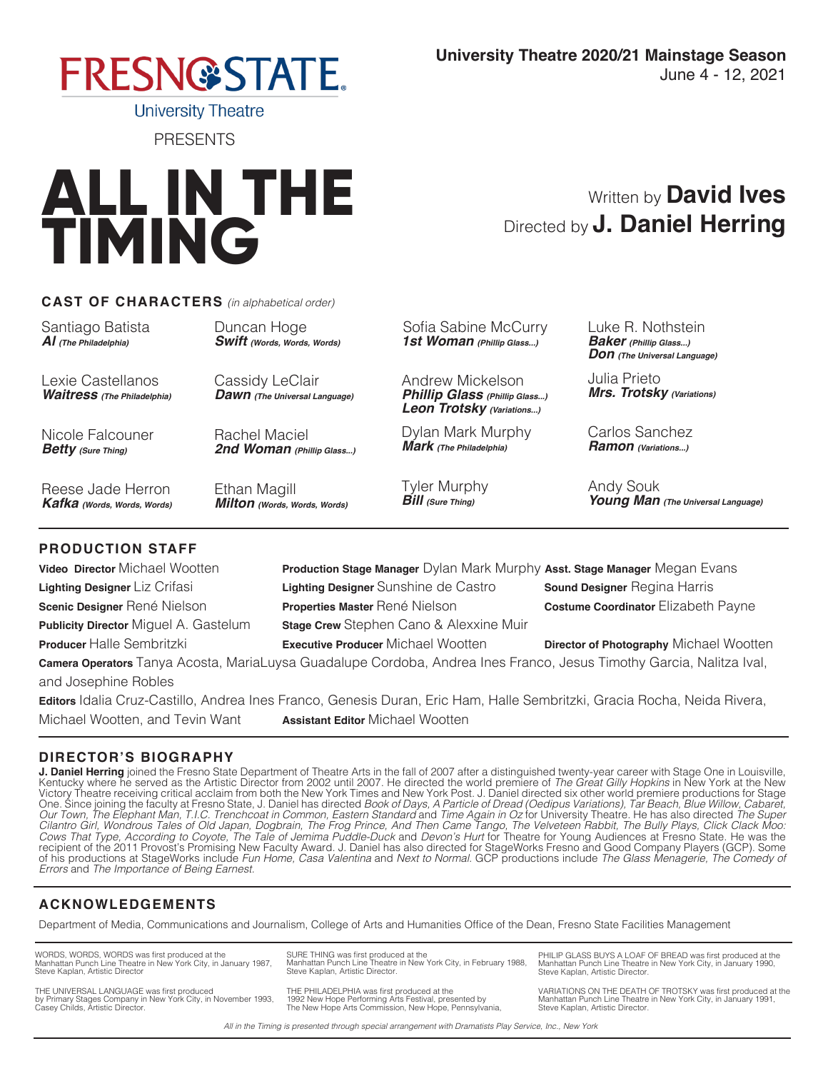FRESNO STATE

University Theatre

PRESENTS

**University Theatre 2020/21 Mainstage Season**
June 4 - 12, 2021

# ALL IN THE TIMING

Written by **David Ives**
Directed by **J. Daniel Herring**

## CAST OF CHARACTERS *(in alphabetical order)*

Santiago Batista
***Al** (The Philadelphia)*

Lexie Castellanos
***Waitress** (The Philadelphia)*

Nicole Falcouner
***Betty** (Sure Thing)*

Reese Jade Herron
***Kafka** (Words, Words, Words)*

Duncan Hoge
***Swift** (Words, Words, Words)*

Cassidy LeClair
***Dawn** (The Universal Language)*

Rachel Maciel
***2nd Woman** (Phillip Glass...)*

Ethan Magill
***Milton** (Words, Words, Words)*

Sofia Sabine McCurry
***1st Woman** (Phillip Glass...)*

Andrew Mickelson
***Phillip Glass** (Phillip Glass...)*
***Leon Trotsky** (Variations...)*

Dylan Mark Murphy
***Mark** (The Philadelphia)*

Tyler Murphy
***Bill** (Sure Thing)*

Luke R. Nothstein
***Baker** (Phillip Glass...)*
***Don** (The Universal Language)*

Julia Prieto
***Mrs. Trotsky** (Variations)*

Carlos Sanchez
***Ramon** (Variations...)*

Andy Souk
***Young Man** (The Universal Language)*

## PRODUCTION STAFF

**Video Director** Michael Wootten
**Lighting Designer** Liz Crifasi
**Scenic Designer** René Nielson
**Publicity Director** Miguel A. Gastelum
**Producer** Halle Sembritzki
**Production Stage Manager** Dylan Mark Murphy
**Lighting Designer** Sunshine de Castro
**Properties Master** René Nielson
**Stage Crew** Stephen Cano & Alexxine Muir
**Executive Producer** Michael Wootten
**Asst. Stage Manager** Megan Evans
**Sound Designer** Regina Harris
**Costume Coordinator** Elizabeth Payne
**Director of Photography** Michael Wootten
**Camera Operators** Tanya Acosta, MariaLuysa Guadalupe Cordoba, Andrea Ines Franco, Jesus Timothy Garcia, Nalitza Ival, and Josephine Robles
**Editors** Idalia Cruz-Castillo, Andrea Ines Franco, Genesis Duran, Eric Ham, Halle Sembritzki, Gracia Rocha, Neida Rivera, Michael Wootten, and Tevin Want
**Assistant Editor** Michael Wootten

## DIRECTOR'S BIOGRAPHY

**J. Daniel Herring** joined the Fresno State Department of Theatre Arts in the fall of 2007 after a distinguished twenty-year career with Stage One in Louisville, Kentucky where he served as the Artistic Director from 2002 until 2007. He directed the world premiere of *The Great Gilly Hopkins* in New York at the New Victory Theatre receiving critical acclaim from both the New York Times and New York Post. J. Daniel directed six other world premiere productions for Stage One. Since joining the faculty at Fresno State, J. Daniel has directed *Book of Days, A Particle of Dread (Oedipus Variations), Tar Beach, Blue Willow, Cabaret, Our Town, The Elephant Man, T.I.C. Trenchcoat in Common, Eastern Standard* and *Time Again in Oz* for University Theatre. He has also directed *The Super Cilantro Girl, Wondrous Tales of Old Japan, Dogbrain, The Frog Prince, And Then Came Tango, The Velveteen Rabbit, The Bully Plays, Click Clack Moo: Cows That Type, According to Coyote, The Tale of Jemima Puddle-Duck* and *Devon's Hurt* for Theatre for Young Audiences at Fresno State. He was the recipient of the 2011 Provost's Promising New Faculty Award. J. Daniel has also directed for StageWorks Fresno and Good Company Players (GCP). Some of his productions at StageWorks include *Fun Home, Casa Valentina* and *Next to Normal*. GCP productions include *The Glass Menagerie, The Comedy of Errors* and *The Importance of Being Earnest*.

## ACKNOWLEDGEMENTS

Department of Media, Communications and Journalism, College of Arts and Humanities Office of the Dean, Fresno State Facilities Management

WORDS, WORDS, WORDS was first produced at the Manhattan Punch Line Theatre in New York City, in January 1987, Steve Kaplan, Artistic Director

SURE THING was first produced at the Manhattan Punch Line Theatre in New York City, in February 1988, Steve Kaplan, Artistic Director.

PHILIP GLASS BUYS A LOAF OF BREAD was first produced at the Manhattan Punch Line Theatre in New York City, in January 1990, Steve Kaplan, Artistic Director.

THE UNIVERSAL LANGUAGE was first produced by Primary Stages Company in New York City, in November 1993, Casey Childs, Artistic Director.

THE PHILADELPHIA was first produced at the 1992 New Hope Performing Arts Festival, presented by The New Hope Arts Commission, New Hope, Pennsylvania,

VARIATIONS ON THE DEATH OF TROTSKY was first produced at the Manhattan Punch Line Theatre in New York City, in January 1991, Steve Kaplan, Artistic Director.

*All in the Timing is presented through special arrangement with Dramatists Play Service, Inc., New York*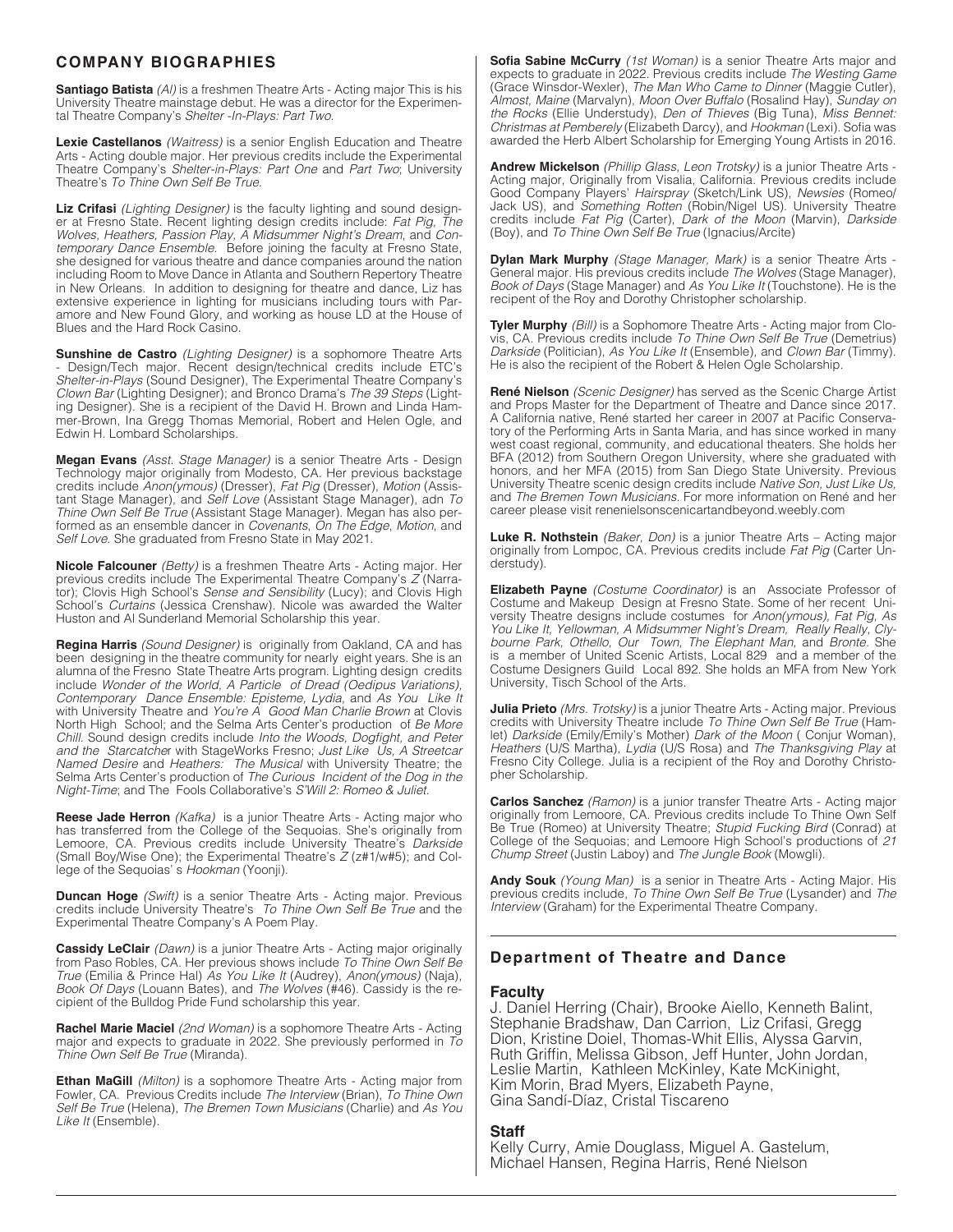## COMPANY BIOGRAPHIES

**Santiago Batista** *(Al)* is a freshmen Theatre Arts - Acting major This is his University Theatre mainstage debut. He was a director for the Experimental Theatre Company's *Shelter -In-Plays: Part Two*.

**Lexie Castellanos** *(Waitress)* is a senior English Education and Theatre Arts - Acting double major. Her previous credits include the Experimental Theatre Company's *Shelter-in-Plays: Part One* and *Part Two*; University Theatre's *To Thine Own Self Be True*.

**Liz Crifasi** *(Lighting Designer)* is the faculty lighting and sound designer at Fresno State. Recent lighting design credits include: *Fat Pig, The Wolves, Heathers, Passion Play, A Midsummer Night's Dream*, and *Contemporary Dance Ensemble*. Before joining the faculty at Fresno State, she designed for various theatre and dance companies around the nation including Room to Move Dance in Atlanta and Southern Repertory Theatre in New Orleans. In addition to designing for theatre and dance, Liz has extensive experience in lighting for musicians including tours with Paramore and New Found Glory, and working as house LD at the House of Blues and the Hard Rock Casino.

**Sunshine de Castro** *(Lighting Designer)* is a sophomore Theatre Arts - Design/Tech major. Recent design/technical credits include ETC's *Shelter-in-Plays* (Sound Designer), The Experimental Theatre Company's *Clown Bar* (Lighting Designer); and Bronco Drama's *The 39 Steps* (Lighting Designer). She is a recipient of the David H. Brown and Linda Hammer-Brown, Ina Gregg Thomas Memorial, Robert and Helen Ogle, and Edwin H. Lombard Scholarships.

**Megan Evans** *(Asst. Stage Manager)* is a senior Theatre Arts - Design Technology major originally from Modesto, CA. Her previous backstage credits include *Anon(ymous)* (Dresser), *Fat Pig* (Dresser), *Motion* (Assistant Stage Manager), and *Self Love* (Assistant Stage Manager), adn *To Thine Own Self Be True* (Assistant Stage Manager). Megan has also performed as an ensemble dancer in *Covenants, On The Edge, Motion*, and *Self Love*. She graduated from Fresno State in May 2021.

**Nicole Falcouner** *(Betty)* is a freshmen Theatre Arts - Acting major. Her previous credits include The Experimental Theatre Company's *Z* (Narrator); Clovis High School's *Sense and Sensibility* (Lucy); and Clovis High School's *Curtains* (Jessica Crenshaw). Nicole was awarded the Walter Huston and Al Sunderland Memorial Scholarship this year.

**Regina Harris** *(Sound Designer)* is originally from Oakland, CA and has been designing in the theatre community for nearly eight years. She is an alumna of the Fresno State Theatre Arts program. Lighting design credits include *Wonder of the World, A Particle of Dread (Oedipus Variations), Contemporary Dance Ensemble: Episteme, Lydia,* and *As You Like It* with University Theatre and *You're A Good Man Charlie Brown* at Clovis North High School; and the Selma Arts Center's production of *Be More Chill*. Sound design credits include *Into the Woods, Dogfight, and Peter and the Starcatcher* with StageWorks Fresno; *Just Like Us, A Streetcar Named Desire* and *Heathers: The Musical* with University Theatre; the Selma Arts Center's production of *The Curious Incident of the Dog in the Night-Time*; and The Fools Collaborative's *S'Will 2: Romeo & Juliet*.

**Reese Jade Herron** *(Kafka)* is a junior Theatre Arts - Acting major who has transferred from the College of the Sequoias. She's originally from Lemoore, CA. Previous credits include University Theatre's *Darkside* (Small Boy/Wise One); the Experimental Theatre's *Z* (z#1/w#5); and College of the Sequoias' s *Hookman* (Yoonji).

**Duncan Hoge** *(Swift)* is a senior Theatre Arts - Acting major. Previous credits include University Theatre's *To Thine Own Self Be True* and the Experimental Theatre Company's A Poem Play.

**Cassidy LeClair** *(Dawn)* is a junior Theatre Arts - Acting major originally from Paso Robles, CA. Her previous shows include *To Thine Own Self Be True* (Emilia & Prince Hal) *As You Like It* (Audrey), *Anon(ymous)* (Naja), *Book Of Days* (Louann Bates), and *The Wolves* (#46). Cassidy is the recipient of the Bulldog Pride Fund scholarship this year.

**Rachel Marie Maciel** *(2nd Woman)* is a sophomore Theatre Arts - Acting major and expects to graduate in 2022. She previously performed in *To Thine Own Self Be True* (Miranda).

**Ethan MaGill** *(Milton)* is a sophomore Theatre Arts - Acting major from Fowler, CA. Previous Credits include *The Interview* (Brian), *To Thine Own Self Be True* (Helena), *The Bremen Town Musicians* (Charlie) and *As You Like It* (Ensemble).

**Sofia Sabine McCurry** *(1st Woman)* is a senior Theatre Arts major and expects to graduate in 2022. Previous credits include *The Westing Game* (Grace Winsdor-Wexler), *The Man Who Came to Dinner* (Maggie Cutler), *Almost, Maine* (Marvalyn), *Moon Over Buffalo* (Rosalind Hay), *Sunday on the Rocks* (Ellie Understudy), *Den of Thieves* (Big Tuna), *Miss Bennet: Christmas at Pemberely* (Elizabeth Darcy), and *Hookman* (Lexi). Sofia was awarded the Herb Albert Scholarship for Emerging Young Artists in 2016.

**Andrew Mickelson** *(Phillip Glass, Leon Trotsky)* is a junior Theatre Arts - Acting major, Originally from Visalia, California. Previous credits include Good Company Players' *Hairspray* (Sketch/Link US), *Newsies* (Romeo/Jack US), and *Something Rotten* (Robin/Nigel US). University Theatre credits include *Fat Pig* (Carter), *Dark of the Moon* (Marvin), *Darkside* (Boy), and *To Thine Own Self Be True* (Ignacius/Arcite)

**Dylan Mark Murphy** *(Stage Manager, Mark)* is a senior Theatre Arts - General major. His previous credits include *The Wolves* (Stage Manager), *Book of Days* (Stage Manager) and *As You Like It* (Touchstone). He is the recipient of the Roy and Dorothy Christopher scholarship.

**Tyler Murphy** *(Bill)* is a Sophomore Theatre Arts - Acting major from Clovis, CA. Previous credits include *To Thine Own Self Be True* (Demetrius) *Darkside* (Politician), *As You Like It* (Ensemble), and *Clown Bar* (Timmy). He is also the recipient of the Robert & Helen Ogle Scholarship.

**René Nielson** *(Scenic Designer)* has served as the Scenic Charge Artist and Props Master for the Department of Theatre and Dance since 2017. A California native, René started her career in 2007 at Pacific Conservatory of the Performing Arts in Santa Maria, and has since worked in many west coast regional, community, and educational theaters. She holds her BFA (2012) from Southern Oregon University, where she graduated with honors, and her MFA (2015) from San Diego State University. Previous University Theatre scenic design credits include *Native Son, Just Like Us,* and *The Bremen Town Musicians*. For more information on René and her career please visit renenielsonscenicartandbeyond.weebly.com

**Luke R. Nothstein** *(Baker, Don)* is a junior Theatre Arts – Acting major originally from Lompoc, CA. Previous credits include *Fat Pig* (Carter Understudy).

**Elizabeth Payne** *(Costume Coordinator)* is an Associate Professor of Costume and Makeup Design at Fresno State. Some of her recent University Theatre designs include costumes for *Anon(ymous), Fat Pig, As You Like It, Yellowman, A Midsummer Night's Dream, Really Really, Clybourne Park, Othello, Our Town, The Elephant Man,* and *Bronte*. She is a member of United Scenic Artists, Local 829 and a member of the Costume Designers Guild Local 892. She holds an MFA from New York University, Tisch School of the Arts.

**Julia Prieto** *(Mrs. Trotsky)* is a junior Theatre Arts - Acting major. Previous credits with University Theatre include *To Thine Own Self Be True* (Hamlet) *Darkside* (Emily/Emily's Mother) *Dark of the Moon* ( Conjur Woman), *Heathers* (U/S Martha), *Lydia* (U/S Rosa) and *The Thanksgiving Play* at Fresno City College. Julia is a recipient of the Roy and Dorothy Christopher Scholarship.

**Carlos Sanchez** *(Ramon)* is a junior transfer Theatre Arts - Acting major originally from Lemoore, CA. Previous credits include To Thine Own Self Be True (Romeo) at University Theatre; *Stupid Fucking Bird* (Conrad) at College of the Sequoias; and Lemoore High School's productions of *21 Chump Street* (Justin Laboy) and *The Jungle Book* (Mowgli).

**Andy Souk** *(Young Man)* is a senior in Theatre Arts - Acting Major. His previous credits include, *To Thine Own Self Be True* (Lysander) and *The Interview* (Graham) for the Experimental Theatre Company.

## Department of Theatre and Dance

### Faculty

J. Daniel Herring (Chair), Brooke Aiello, Kenneth Balint, Stephanie Bradshaw, Dan Carrion, Liz Crifasi, Gregg Dion, Kristine Doiel, Thomas-Whit Ellis, Alyssa Garvin, Ruth Griffin, Melissa Gibson, Jeff Hunter, John Jordan, Leslie Martin, Kathleen McKinley, Kate McKinight, Kim Morin, Brad Myers, Elizabeth Payne, Gina Sandí-Díaz, Cristal Tiscareno

### Staff

Kelly Curry, Amie Douglass, Miguel A. Gastelum, Michael Hansen, Regina Harris, René Nielson